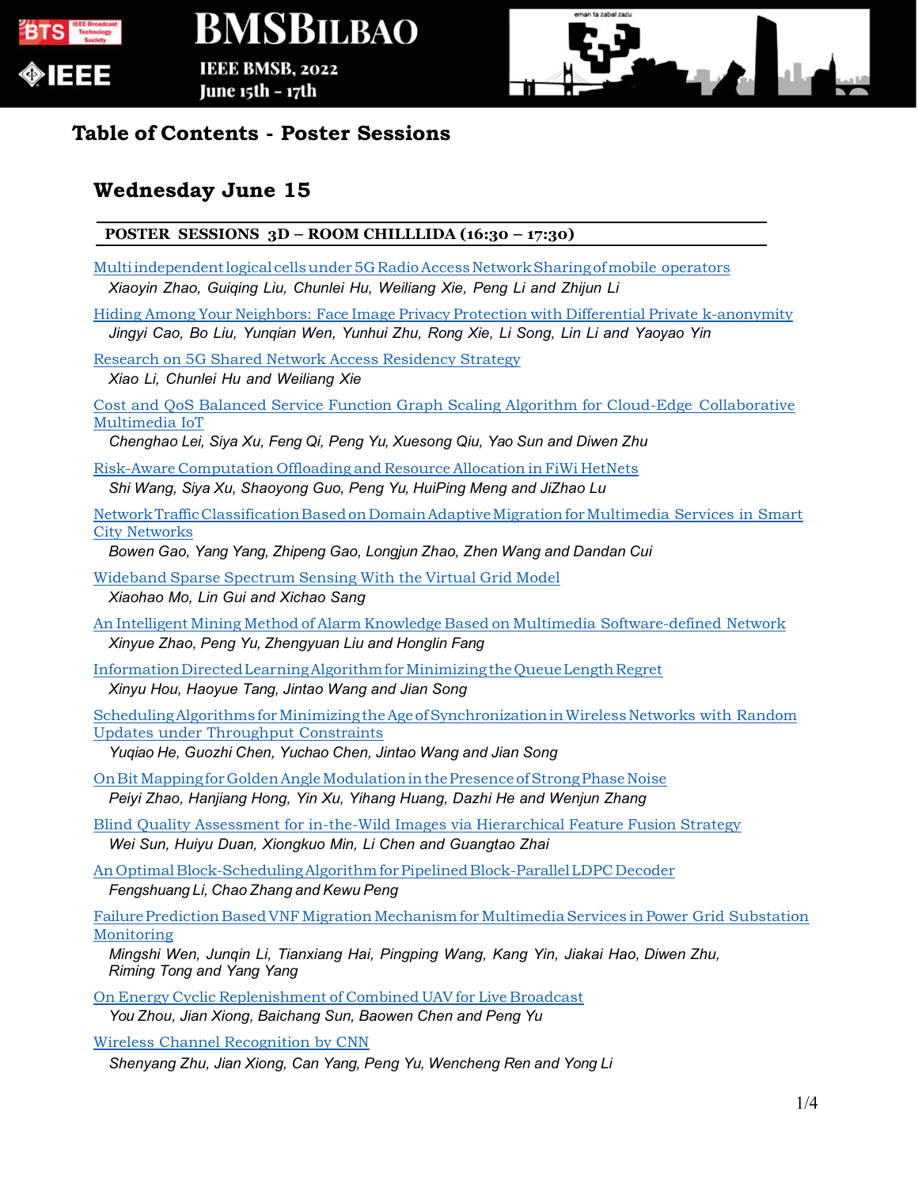## Table of Contents - Poster Sessions

### Wednesday June 15

**POSTER SESSIONS 3D – ROOM CHILLLIDA (16:30 – 17:30)**

Multi independent logical cells under 5G Radio Access Network Sharing of mobile operators
*Xiaoyin Zhao, Guiqing Liu, Chunlei Hu, Weiliang Xie, Peng Li and Zhijun Li*

Hiding Among Your Neighbors: Face Image Privacy Protection with Differential Private k-anonymity
*Jingyi Cao, Bo Liu, Yunqian Wen, Yunhui Zhu, Rong Xie, Li Song, Lin Li and Yaoyao Yin*

Research on 5G Shared Network Access Residency Strategy
*Xiao Li, Chunlei Hu and Weiliang Xie*

Cost and QoS Balanced Service Function Graph Scaling Algorithm for Cloud-Edge Collaborative Multimedia IoT
*Chenghao Lei, Siya Xu, Feng Qi, Peng Yu, Xuesong Qiu, Yao Sun and Diwen Zhu*

Risk-Aware Computation Offloading and Resource Allocation in FiWi HetNets
*Shi Wang, Siya Xu, Shaoyong Guo, Peng Yu, HuiPing Meng and JiZhao Lu*

Network Traffic Classification Based on Domain Adaptive Migration for Multimedia Services in Smart City Networks
*Bowen Gao, Yang Yang, Zhipeng Gao, Longjun Zhao, Zhen Wang and Dandan Cui*

Wideband Sparse Spectrum Sensing With the Virtual Grid Model
*Xiaohao Mo, Lin Gui and Xichao Sang*

An Intelligent Mining Method of Alarm Knowledge Based on Multimedia Software-defined Network
*Xinyue Zhao, Peng Yu, Zhengyuan Liu and Honglin Fang*

Information Directed Learning Algorithm for Minimizing the Queue Length Regret
*Xinyu Hou, Haoyue Tang, Jintao Wang and Jian Song*

Scheduling Algorithms for Minimizing the Age of Synchronization in Wireless Networks with Random Updates under Throughput Constraints
*Yuqiao He, Guozhi Chen, Yuchao Chen, Jintao Wang and Jian Song*

On Bit Mapping for Golden Angle Modulation in the Presence of Strong Phase Noise
*Peiyi Zhao, Hanjiang Hong, Yin Xu, Yihang Huang, Dazhi He and Wenjun Zhang*

Blind Quality Assessment for in-the-Wild Images via Hierarchical Feature Fusion Strategy
*Wei Sun, Huiyu Duan, Xiongkuo Min, Li Chen and Guangtao Zhai*

An Optimal Block-Scheduling Algorithm for Pipelined Block-Parallel LDPC Decoder
*Fengshuang Li, Chao Zhang and Kewu Peng*

Failure Prediction Based VNF Migration Mechanism for Multimedia Services in Power Grid Substation Monitoring
*Mingshi Wen, Junqin Li, Tianxiang Hai, Pingping Wang, Kang Yin, Jiakai Hao, Diwen Zhu, Riming Tong and Yang Yang*

On Energy Cyclic Replenishment of Combined UAV for Live Broadcast
*You Zhou, Jian Xiong, Baichang Sun, Baowen Chen and Peng Yu*

Wireless Channel Recognition by CNN
*Shenyang Zhu, Jian Xiong, Can Yang, Peng Yu, Wencheng Ren and Yong Li*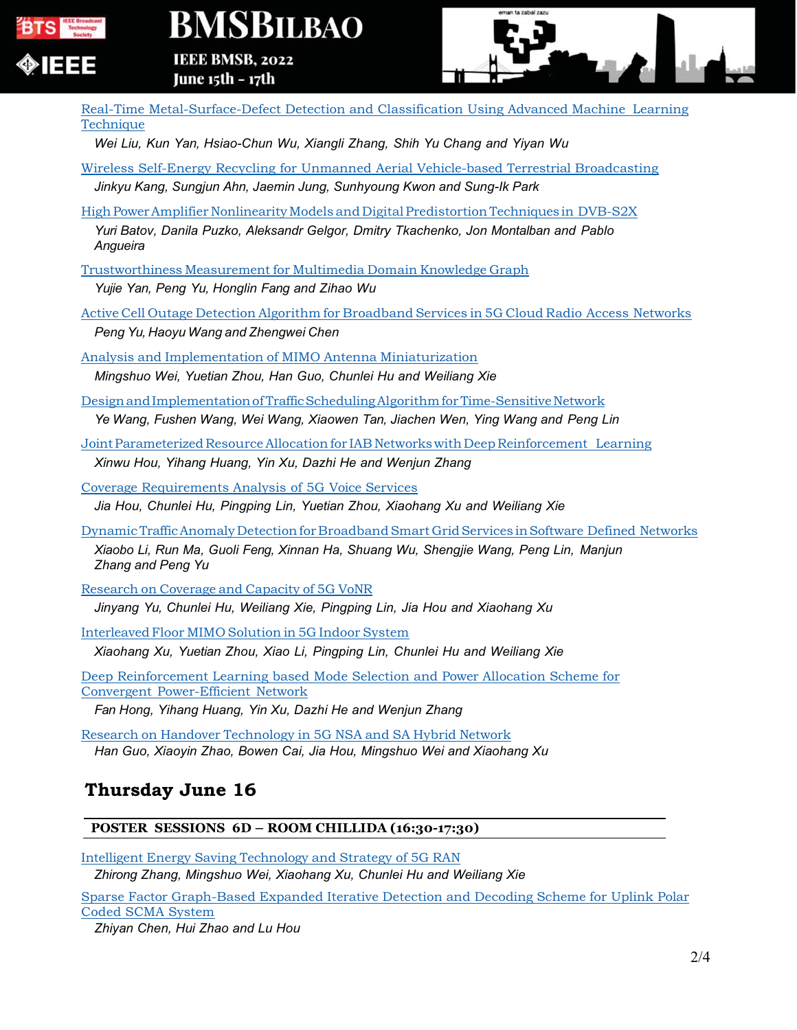[Real-Time Metal-Surface-Defect Detection and Classification Using Advanced Machine Learning Technique]

*Wei Liu, Kun Yan, Hsiao-Chun Wu, Xiangli Zhang, Shih Yu Chang and Yiyan Wu*

[Wireless Self-Energy Recycling for Unmanned Aerial Vehicle-based Terrestrial Broadcasting]

*Jinkyu Kang, Sungjun Ahn, Jaemin Jung, Sunhyoung Kwon and Sung-Ik Park*

[High Power Amplifier Nonlinearity Models and Digital Predistortion Techniques in DVB-S2X]

*Yuri Batov, Danila Puzko, Aleksandr Gelgor, Dmitry Tkachenko, Jon Montalban and Pablo Angueira*

[Trustworthiness Measurement for Multimedia Domain Knowledge Graph]

*Yujie Yan, Peng Yu, Honglin Fang and Zihao Wu*

[Active Cell Outage Detection Algorithm for Broadband Services in 5G Cloud Radio Access Networks]

*Peng Yu, Haoyu Wang and Zhengwei Chen*

[Analysis and Implementation of MIMO Antenna Miniaturization]

*Mingshuo Wei, Yuetian Zhou, Han Guo, Chunlei Hu and Weiliang Xie*

[Design and Implementation of Traffic Scheduling Algorithm for Time-Sensitive Network]

*Ye Wang, Fushen Wang, Wei Wang, Xiaowen Tan, Jiachen Wen, Ying Wang and Peng Lin*

[Joint Parameterized Resource Allocation for IAB Networks with Deep Reinforcement Learning]

*Xinwu Hou, Yihang Huang, Yin Xu, Dazhi He and Wenjun Zhang*

[Coverage Requirements Analysis of 5G Voice Services]

*Jia Hou, Chunlei Hu, Pingping Lin, Yuetian Zhou, Xiaohang Xu and Weiliang Xie*

[Dynamic Traffic Anomaly Detection for Broadband Smart Grid Services in Software Defined Networks]

*Xiaobo Li, Run Ma, Guoli Feng, Xinnan Ha, Shuang Wu, Shengjie Wang, Peng Lin, Manjun Zhang and Peng Yu*

[Research on Coverage and Capacity of 5G VoNR]

*Jinyang Yu, Chunlei Hu, Weiliang Xie, Pingping Lin, Jia Hou and Xiaohang Xu*

[Interleaved Floor MIMO Solution in 5G Indoor System]

*Xiaohang Xu, Yuetian Zhou, Xiao Li, Pingping Lin, Chunlei Hu and Weiliang Xie*

[Deep Reinforcement Learning based Mode Selection and Power Allocation Scheme for Convergent Power-Efficient Network]

*Fan Hong, Yihang Huang, Yin Xu, Dazhi He and Wenjun Zhang*

[Research on Handover Technology in 5G NSA and SA Hybrid Network]

*Han Guo, Xiaoyin Zhao, Bowen Cai, Jia Hou, Mingshuo Wei and Xiaohang Xu*

## Thursday June 16

### POSTER SESSIONS 6D – ROOM CHILLIDA (16:30-17:30)

[Intelligent Energy Saving Technology and Strategy of 5G RAN]

*Zhirong Zhang, Mingshuo Wei, Xiaohang Xu, Chunlei Hu and Weiliang Xie*

[Sparse Factor Graph-Based Expanded Iterative Detection and Decoding Scheme for Uplink Polar Coded SCMA System]

*Zhiyan Chen, Hui Zhao and Lu Hou*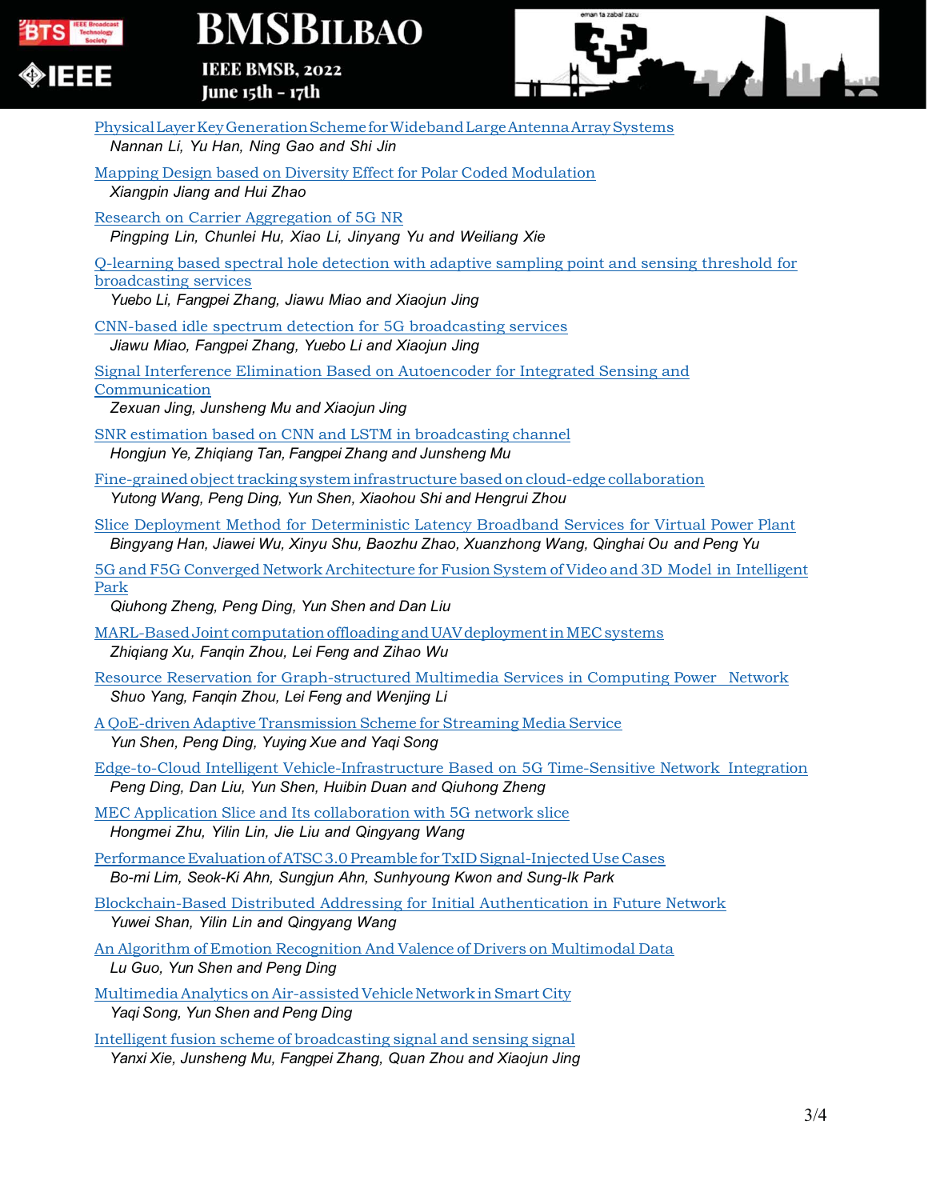Physical Layer Key Generation Scheme for Wideband Large Antenna Array Systems
*Nannan Li, Yu Han, Ning Gao and Shi Jin*

Mapping Design based on Diversity Effect for Polar Coded Modulation
*Xiangpin Jiang and Hui Zhao*

Research on Carrier Aggregation of 5G NR
*Pingping Lin, Chunlei Hu, Xiao Li, Jinyang Yu and Weiliang Xie*

Q-learning based spectral hole detection with adaptive sampling point and sensing threshold for broadcasting services
*Yuebo Li, Fangpei Zhang, Jiawu Miao and Xiaojun Jing*

CNN-based idle spectrum detection for 5G broadcasting services
*Jiawu Miao, Fangpei Zhang, Yuebo Li and Xiaojun Jing*

Signal Interference Elimination Based on Autoencoder for Integrated Sensing and Communication
*Zexuan Jing, Junsheng Mu and Xiaojun Jing*

SNR estimation based on CNN and LSTM in broadcasting channel
*Hongjun Ye, Zhiqiang Tan, Fangpei Zhang and Junsheng Mu*

Fine-grained object tracking system infrastructure based on cloud-edge collaboration
*Yutong Wang, Peng Ding, Yun Shen, Xiaohou Shi and Hengrui Zhou*

Slice Deployment Method for Deterministic Latency Broadband Services for Virtual Power Plant
*Bingyang Han, Jiawei Wu, Xinyu Shu, Baozhu Zhao, Xuanzhong Wang, Qinghai Ou and Peng Yu*

5G and F5G Converged Network Architecture for Fusion System of Video and 3D Model in Intelligent Park
*Qiuhong Zheng, Peng Ding, Yun Shen and Dan Liu*

MARL-Based Joint computation offloading and UAV deployment in MEC systems
*Zhiqiang Xu, Fanqin Zhou, Lei Feng and Zihao Wu*

Resource Reservation for Graph-structured Multimedia Services in Computing Power Network
*Shuo Yang, Fanqin Zhou, Lei Feng and Wenjing Li*

A QoE-driven Adaptive Transmission Scheme for Streaming Media Service
*Yun Shen, Peng Ding, Yuying Xue and Yaqi Song*

Edge-to-Cloud Intelligent Vehicle-Infrastructure Based on 5G Time-Sensitive Network Integration
*Peng Ding, Dan Liu, Yun Shen, Huibin Duan and Qiuhong Zheng*

MEC Application Slice and Its collaboration with 5G network slice
*Hongmei Zhu, Yilin Lin, Jie Liu and Qingyang Wang*

Performance Evaluation of ATSC 3.0 Preamble for TxID Signal-Injected Use Cases
*Bo-mi Lim, Seok-Ki Ahn, Sungjun Ahn, Sunhyoung Kwon and Sung-Ik Park*

Blockchain-Based Distributed Addressing for Initial Authentication in Future Network
*Yuwei Shan, Yilin Lin and Qingyang Wang*

An Algorithm of Emotion Recognition And Valence of Drivers on Multimodal Data
*Lu Guo, Yun Shen and Peng Ding*

Multimedia Analytics on Air-assisted Vehicle Network in Smart City
*Yaqi Song, Yun Shen and Peng Ding*

Intelligent fusion scheme of broadcasting signal and sensing signal
*Yanxi Xie, Junsheng Mu, Fangpei Zhang, Quan Zhou and Xiaojun Jing*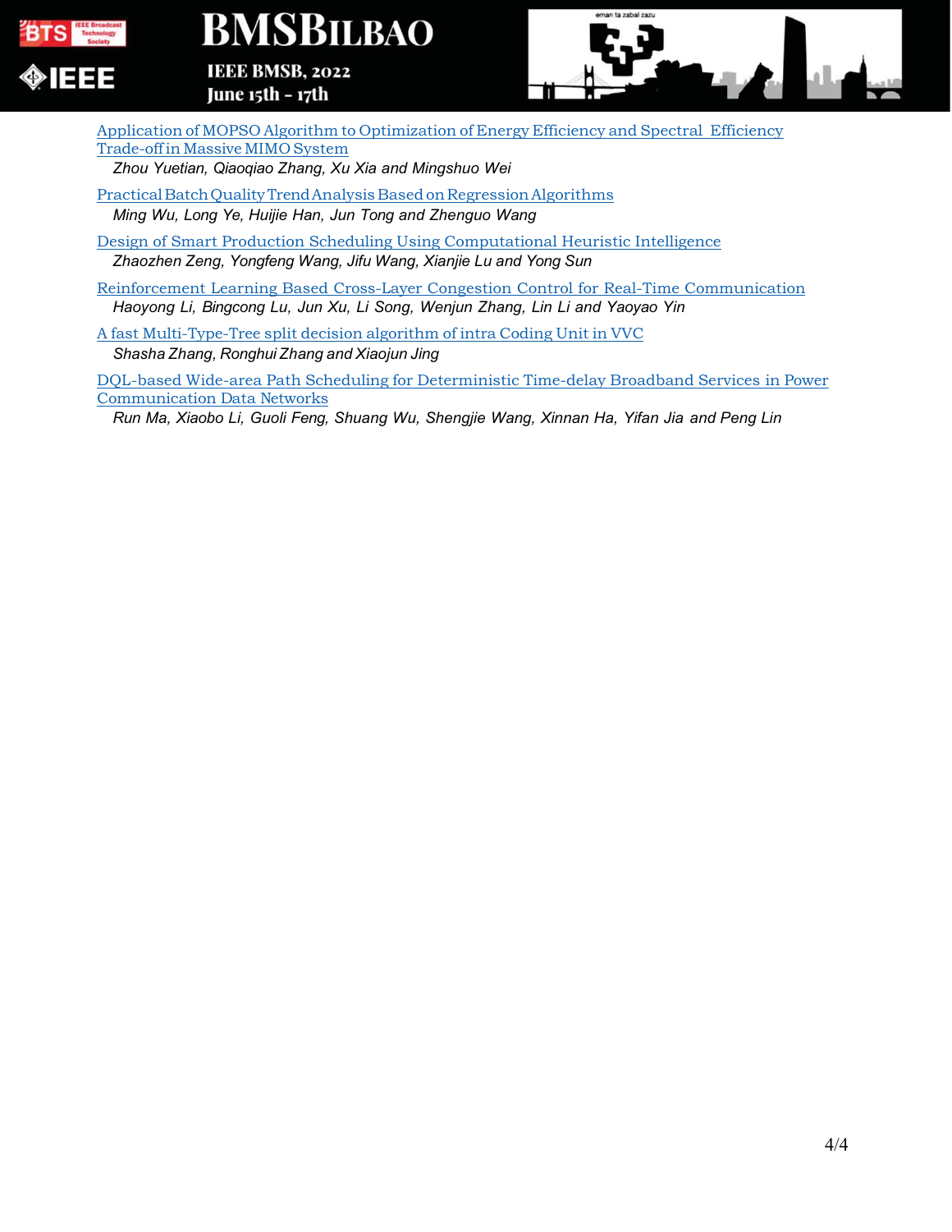[Application of MOPSO Algorithm to Optimization of Energy Efficiency and Spectral Efficiency Trade-off in Massive MIMO System]

*Zhou Yuetian, Qiaoqiao Zhang, Xu Xia and Mingshuo Wei*

[Practical Batch Quality Trend Analysis Based on Regression Algorithms]

*Ming Wu, Long Ye, Huijie Han, Jun Tong and Zhenguo Wang*

[Design of Smart Production Scheduling Using Computational Heuristic Intelligence]

*Zhaozhen Zeng, Yongfeng Wang, Jifu Wang, Xianjie Lu and Yong Sun*

[Reinforcement Learning Based Cross-Layer Congestion Control for Real-Time Communication]

*Haoyong Li, Bingcong Lu, Jun Xu, Li Song, Wenjun Zhang, Lin Li and Yaoyao Yin*

[A fast Multi-Type-Tree split decision algorithm of intra Coding Unit in VVC]

*Shasha Zhang, Ronghui Zhang and Xiaojun Jing*

[DQL-based Wide-area Path Scheduling for Deterministic Time-delay Broadband Services in Power Communication Data Networks]

*Run Ma, Xiaobo Li, Guoli Feng, Shuang Wu, Shengjie Wang, Xinnan Ha, Yifan Jia and Peng Lin*